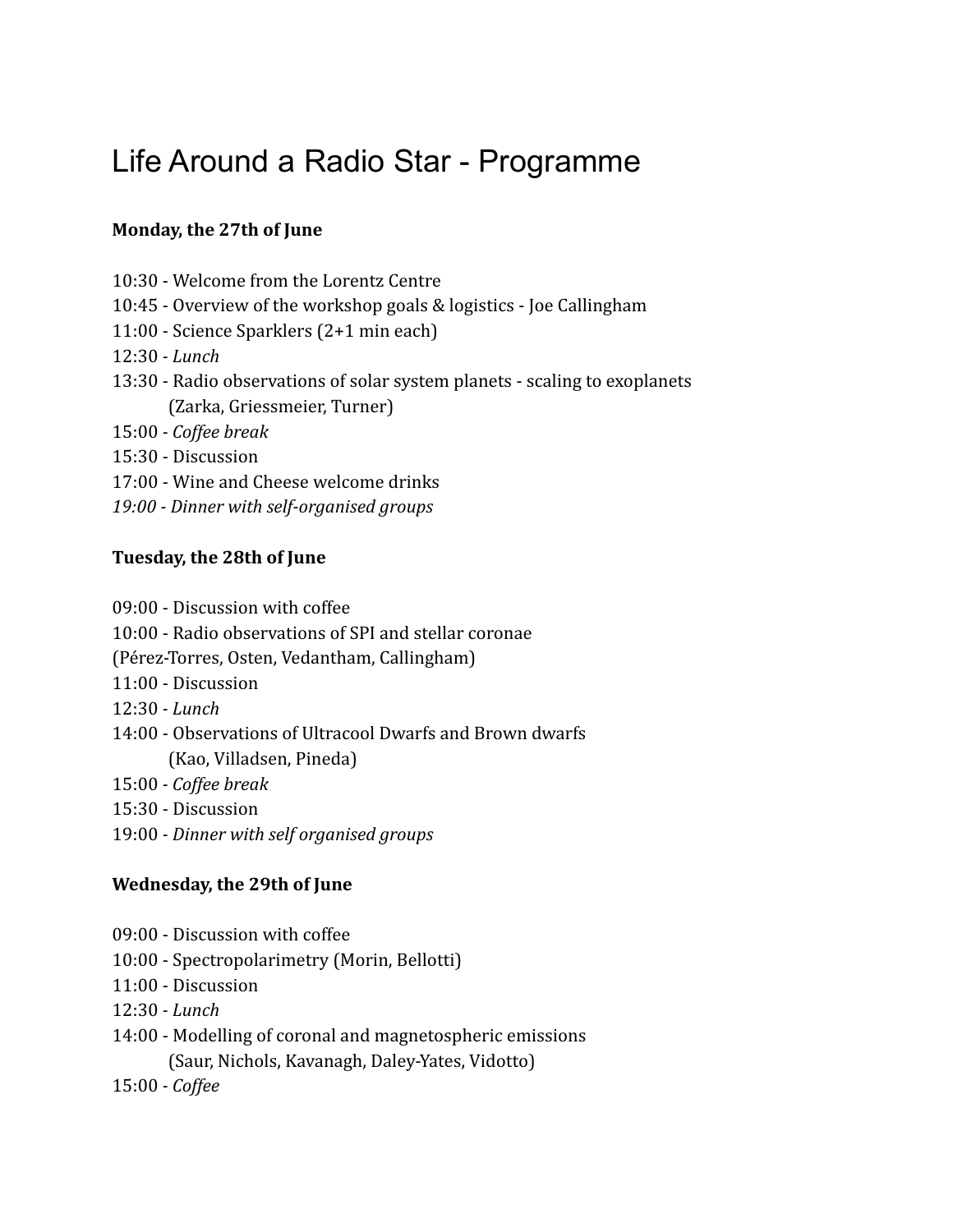# Life Around a Radio Star - Programme

**Monday, the 27th of June**

10:30 - Welcome from the Lorentz Centre
10:45 - Overview of the workshop goals & logistics - Joe Callingham
11:00 - Science Sparklers (2+1 min each)
12:30 - *Lunch*
13:30 - Radio observations of solar system planets - scaling to exoplanets
(Zarka, Griessmeier, Turner)
15:00 - *Coffee break*
15:30 - Discussion
17:00 - Wine and Cheese welcome drinks
*19:00 - Dinner with self-organised groups*

**Tuesday, the 28th of June**

09:00 - Discussion with coffee
10:00 - Radio observations of SPI and stellar coronae
(Pérez-Torres, Osten, Vedantham, Callingham)
11:00 - Discussion
12:30 - *Lunch*
14:00 - Observations of Ultracool Dwarfs and Brown dwarfs
(Kao, Villadsen, Pineda)
15:00 - *Coffee break*
15:30 - Discussion
19:00 - *Dinner with self organised groups*

**Wednesday, the 29th of June**

09:00 - Discussion with coffee
10:00 - Spectropolarimetry (Morin, Bellotti)
11:00 - Discussion
12:30 - *Lunch*
14:00 - Modelling of coronal and magnetospheric emissions
(Saur, Nichols, Kavanagh, Daley-Yates, Vidotto)
15:00 - *Coffee*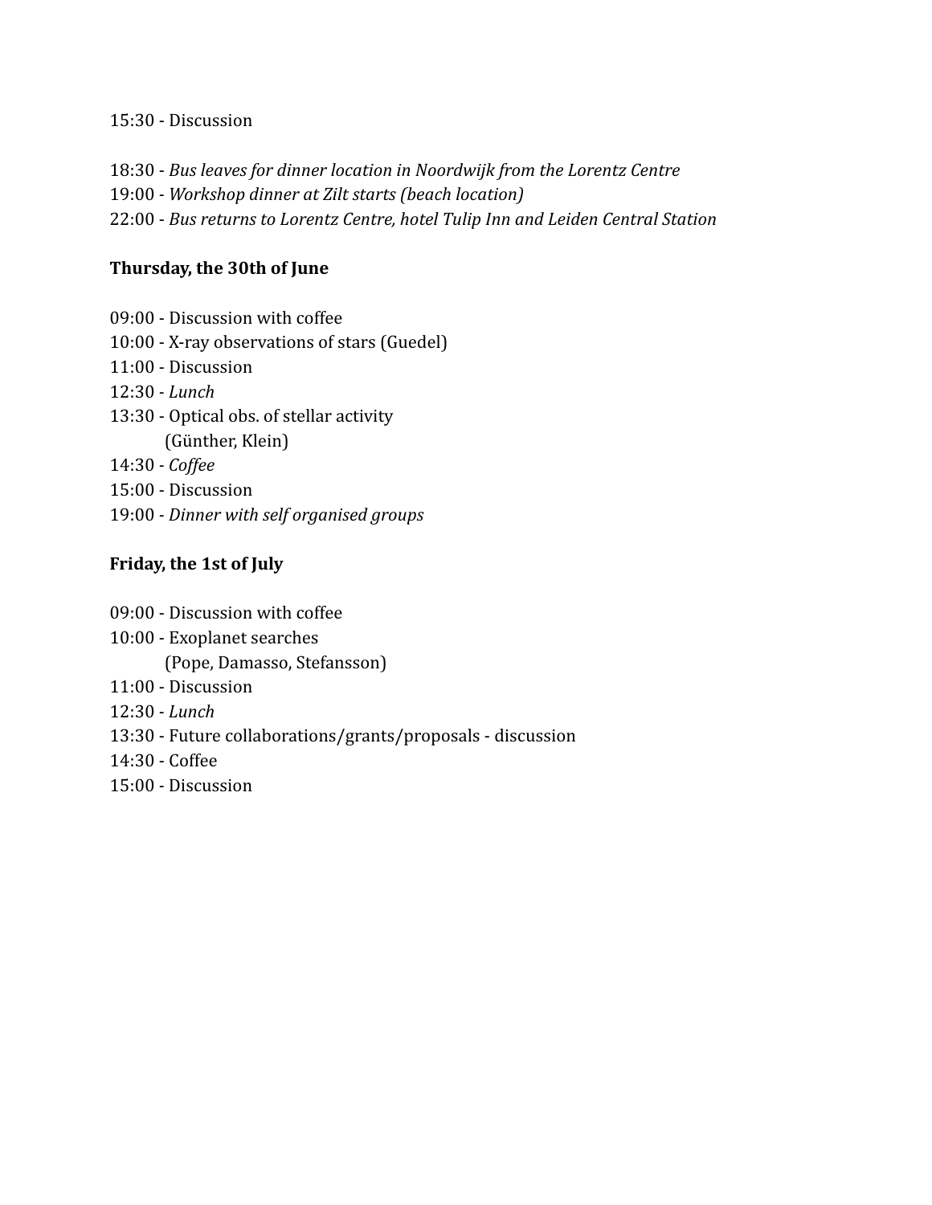15:30 - Discussion

18:30 - *Bus leaves for dinner location in Noordwijk from the Lorentz Centre*
19:00 - *Workshop dinner at Zilt starts (beach location)*
22:00 - *Bus returns to Lorentz Centre, hotel Tulip Inn and Leiden Central Station*

**Thursday, the 30th of June**

09:00 - Discussion with coffee
10:00 - X-ray observations of stars (Guedel)
11:00 - Discussion
12:30 - *Lunch*
13:30 - Optical obs. of stellar activity
(Günther, Klein)
14:30 - *Coffee*
15:00 - Discussion
19:00 - *Dinner with self organised groups*

**Friday, the 1st of July**

09:00 - Discussion with coffee
10:00 - Exoplanet searches
(Pope, Damasso, Stefansson)
11:00 - Discussion
12:30 - *Lunch*
13:30 - Future collaborations/grants/proposals - discussion
14:30 - Coffee
15:00 - Discussion